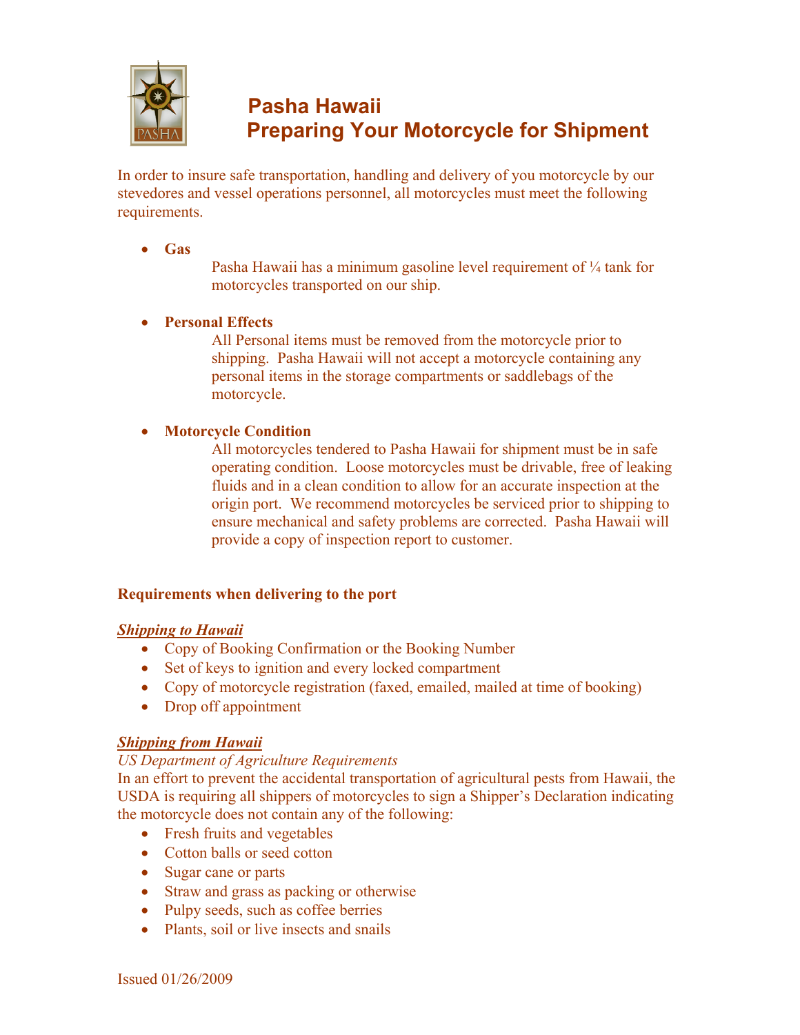# Pasha Hawaii
# Preparing Your Motorcycle for Shipment

In order to insure safe transportation, handling and delivery of you motorcycle by our stevedores and vessel operations personnel, all motorcycles must meet the following requirements.

- **Gas**

  Pasha Hawaii has a minimum gasoline level requirement of ¼ tank for motorcycles transported on our ship.

- **Personal Effects**

  All Personal items must be removed from the motorcycle prior to shipping. Pasha Hawaii will not accept a motorcycle containing any personal items in the storage compartments or saddlebags of the motorcycle.

- **Motorcycle Condition**

  All motorcycles tendered to Pasha Hawaii for shipment must be in safe operating condition. Loose motorcycles must be drivable, free of leaking fluids and in a clean condition to allow for an accurate inspection at the origin port. We recommend motorcycles be serviced prior to shipping to ensure mechanical and safety problems are corrected. Pasha Hawaii will provide a copy of inspection report to customer.

## Requirements when delivering to the port

### ***Shipping to Hawaii***

- Copy of Booking Confirmation or the Booking Number
- Set of keys to ignition and every locked compartment
- Copy of motorcycle registration (faxed, emailed, mailed at time of booking)
- Drop off appointment

### ***Shipping from Hawaii***

*US Department of Agriculture Requirements*

In an effort to prevent the accidental transportation of agricultural pests from Hawaii, the USDA is requiring all shippers of motorcycles to sign a Shipper's Declaration indicating the motorcycle does not contain any of the following:

- Fresh fruits and vegetables
- Cotton balls or seed cotton
- Sugar cane or parts
- Straw and grass as packing or otherwise
- Pulpy seeds, such as coffee berries
- Plants, soil or live insects and snails

Issued 01/26/2009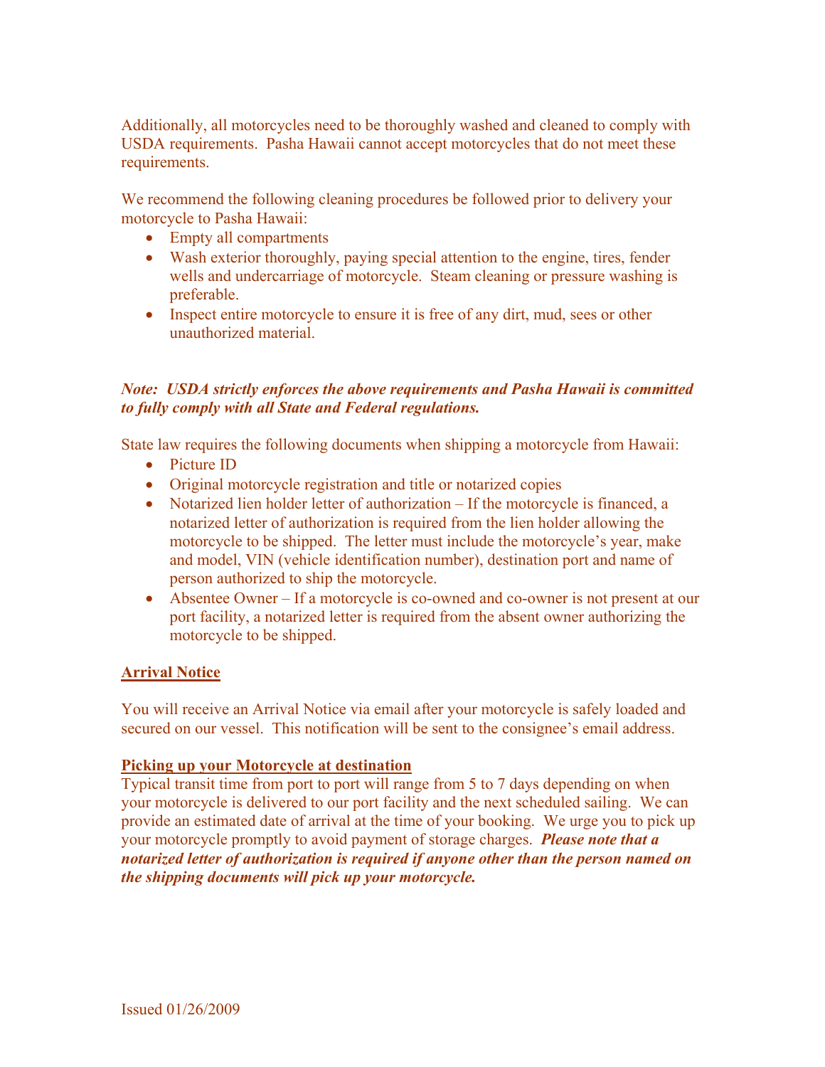Additionally, all motorcycles need to be thoroughly washed and cleaned to comply with USDA requirements. Pasha Hawaii cannot accept motorcycles that do not meet these requirements.

We recommend the following cleaning procedures be followed prior to delivery your motorcycle to Pasha Hawaii:

- Empty all compartments
- Wash exterior thoroughly, paying special attention to the engine, tires, fender wells and undercarriage of motorcycle. Steam cleaning or pressure washing is preferable.
- Inspect entire motorcycle to ensure it is free of any dirt, mud, sees or other unauthorized material.

***Note: USDA strictly enforces the above requirements and Pasha Hawaii is committed to fully comply with all State and Federal regulations.***

State law requires the following documents when shipping a motorcycle from Hawaii:

- Picture ID
- Original motorcycle registration and title or notarized copies
- Notarized lien holder letter of authorization – If the motorcycle is financed, a notarized letter of authorization is required from the lien holder allowing the motorcycle to be shipped. The letter must include the motorcycle's year, make and model, VIN (vehicle identification number), destination port and name of person authorized to ship the motorcycle.
- Absentee Owner – If a motorcycle is co-owned and co-owner is not present at our port facility, a notarized letter is required from the absent owner authorizing the motorcycle to be shipped.

**Arrival Notice**

You will receive an Arrival Notice via email after your motorcycle is safely loaded and secured on our vessel. This notification will be sent to the consignee's email address.

**Picking up your Motorcycle at destination**

Typical transit time from port to port will range from 5 to 7 days depending on when your motorcycle is delivered to our port facility and the next scheduled sailing. We can provide an estimated date of arrival at the time of your booking. We urge you to pick up your motorcycle promptly to avoid payment of storage charges. ***Please note that a notarized letter of authorization is required if anyone other than the person named on the shipping documents will pick up your motorcycle.***

Issued 01/26/2009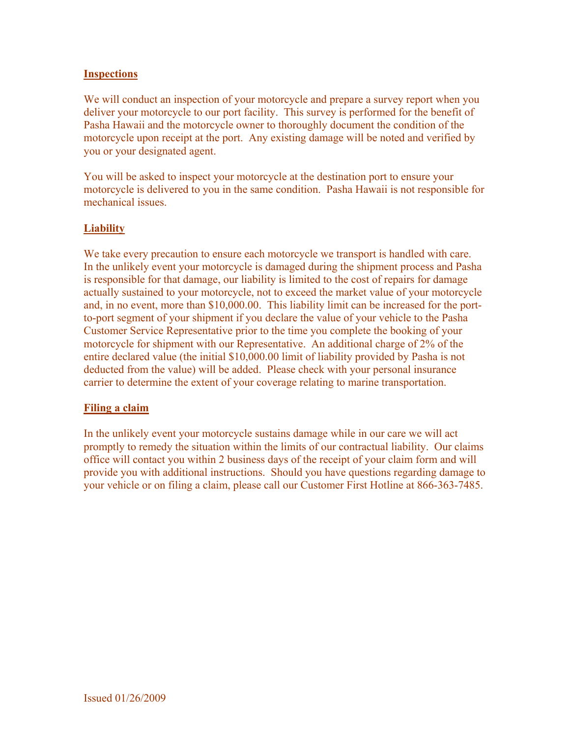**Inspections**

We will conduct an inspection of your motorcycle and prepare a survey report when you deliver your motorcycle to our port facility. This survey is performed for the benefit of Pasha Hawaii and the motorcycle owner to thoroughly document the condition of the motorcycle upon receipt at the port. Any existing damage will be noted and verified by you or your designated agent.

You will be asked to inspect your motorcycle at the destination port to ensure your motorcycle is delivered to you in the same condition. Pasha Hawaii is not responsible for mechanical issues.

**Liability**

We take every precaution to ensure each motorcycle we transport is handled with care. In the unlikely event your motorcycle is damaged during the shipment process and Pasha is responsible for that damage, our liability is limited to the cost of repairs for damage actually sustained to your motorcycle, not to exceed the market value of your motorcycle and, in no event, more than $10,000.00. This liability limit can be increased for the port-to-port segment of your shipment if you declare the value of your vehicle to the Pasha Customer Service Representative prior to the time you complete the booking of your motorcycle for shipment with our Representative. An additional charge of 2% of the entire declared value (the initial $10,000.00 limit of liability provided by Pasha is not deducted from the value) will be added. Please check with your personal insurance carrier to determine the extent of your coverage relating to marine transportation.

**Filing a claim**

In the unlikely event your motorcycle sustains damage while in our care we will act promptly to remedy the situation within the limits of our contractual liability. Our claims office will contact you within 2 business days of the receipt of your claim form and will provide you with additional instructions. Should you have questions regarding damage to your vehicle or on filing a claim, please call our Customer First Hotline at 866-363-7485.

Issued 01/26/2009